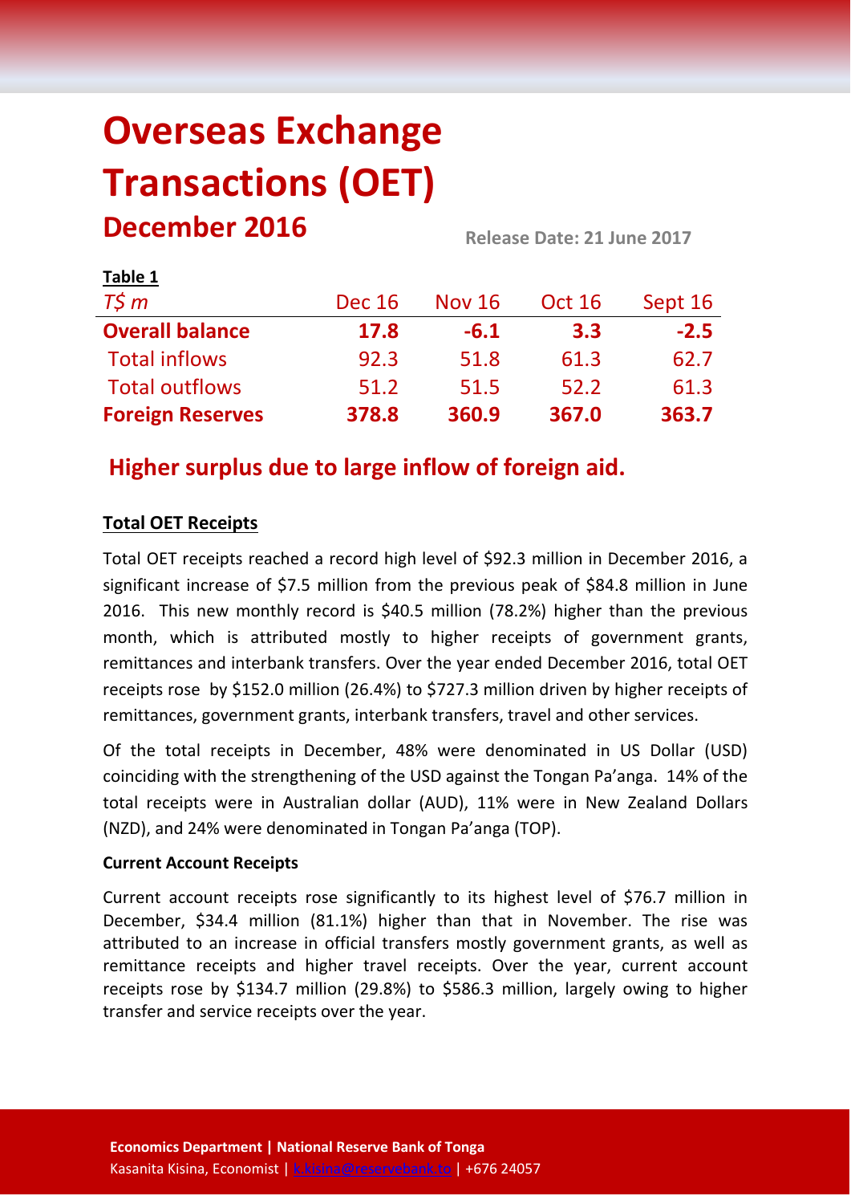# Overseas Exchange Transactions (OET)

## December 2016

Release Date: 21 June 2017

**Table 1**

| *T$ m* | Dec 16 | Nov 16 | Oct 16 | Sept 16 |
|---|---|---|---|---|
| **Overall balance** | **17.8** | **-6.1** | **3.3** | **-2.5** |
| Total inflows | 92.3 | 51.8 | 61.3 | 62.7 |
| Total outflows | 51.2 | 51.5 | 52.2 | 61.3 |
| **Foreign Reserves** | **378.8** | **360.9** | **367.0** | **363.7** |

## Higher surplus due to large inflow of foreign aid.

### Total OET Receipts

Total OET receipts reached a record high level of $92.3 million in December 2016, a significant increase of $7.5 million from the previous peak of $84.8 million in June 2016. This new monthly record is $40.5 million (78.2%) higher than the previous month, which is attributed mostly to higher receipts of government grants, remittances and interbank transfers. Over the year ended December 2016, total OET receipts rose by $152.0 million (26.4%) to $727.3 million driven by higher receipts of remittances, government grants, interbank transfers, travel and other services.

Of the total receipts in December, 48% were denominated in US Dollar (USD) coinciding with the strengthening of the USD against the Tongan Pa'anga. 14% of the total receipts were in Australian dollar (AUD), 11% were in New Zealand Dollars (NZD), and 24% were denominated in Tongan Pa'anga (TOP).

**Current Account Receipts**

Current account receipts rose significantly to its highest level of $76.7 million in December, $34.4 million (81.1%) higher than that in November. The rise was attributed to an increase in official transfers mostly government grants, as well as remittance receipts and higher travel receipts. Over the year, current account receipts rose by $134.7 million (29.8%) to $586.3 million, largely owing to higher transfer and service receipts over the year.

**Economics Department | National Reserve Bank of Tonga**
Kasanita Kisina, Economist | k.kisina@reservebank.to | +676 24057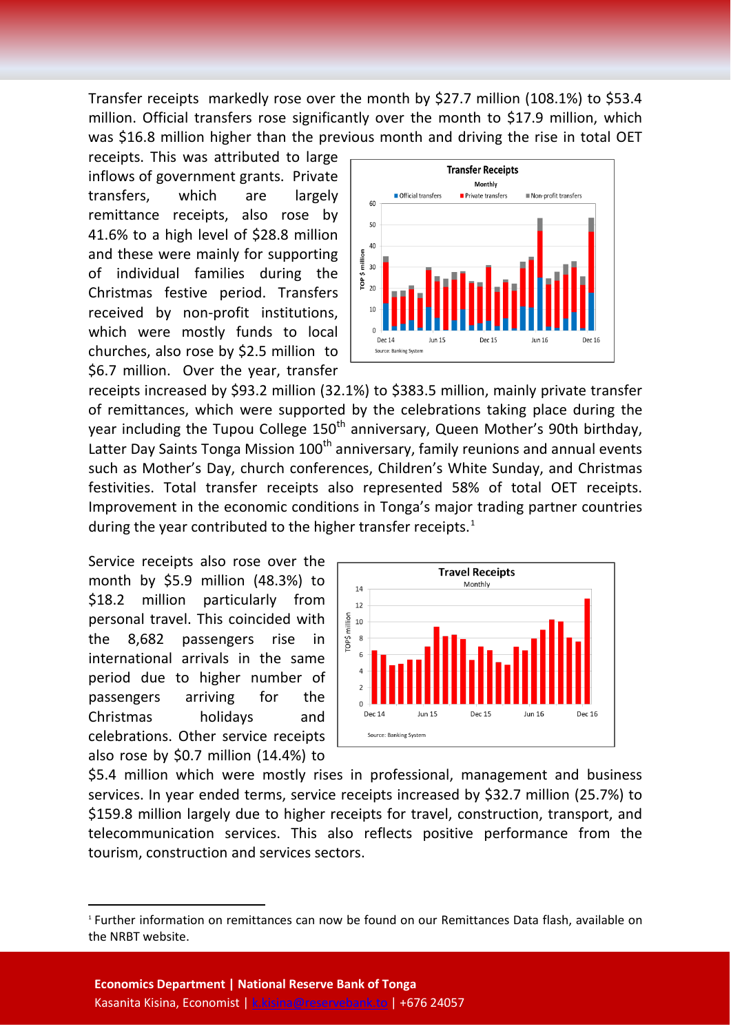Transfer receipts markedly rose over the month by $27.7 million (108.1%) to $53.4 million. Official transfers rose significantly over the month to $17.9 million, which was $16.8 million higher than the previous month and driving the rise in total OET receipts. This was attributed to large inflows of government grants. Private transfers, which are largely remittance receipts, also rose by 41.6% to a high level of $28.8 million and these were mainly for supporting of individual families during the Christmas festive period. Transfers received by non-profit institutions, which were mostly funds to local churches, also rose by $2.5 million to $6.7 million. Over the year, transfer receipts increased by $93.2 million (32.1%) to $383.5 million, mainly private transfer of remittances, which were supported by the celebrations taking place during the year including the Tupou College 150th anniversary, Queen Mother's 90th birthday, Latter Day Saints Tonga Mission 100th anniversary, family reunions and annual events such as Mother's Day, church conferences, Children's White Sunday, and Christmas festivities. Total transfer receipts also represented 58% of total OET receipts. Improvement in the economic conditions in Tonga's major trading partner countries during the year contributed to the higher transfer receipts.[1]

**Transfer Receipts**
Monthly

Source: Banking System

Service receipts also rose over the month by $5.9 million (48.3%) to $18.2 million particularly from personal travel. This coincided with the 8,682 passengers rise in international arrivals in the same period due to higher number of passengers arriving for the Christmas holidays and celebrations. Other service receipts also rose by $0.7 million (14.4%) to $5.4 million which were mostly rises in professional, management and business services. In year ended terms, service receipts increased by $32.7 million (25.7%) to $159.8 million largely due to higher receipts for travel, construction, transport, and telecommunication services. This also reflects positive performance from the tourism, construction and services sectors.

**Travel Receipts**
Monthly

Source: Banking System

[1] Further information on remittances can now be found on our Remittances Data flash, available on the NRBT website.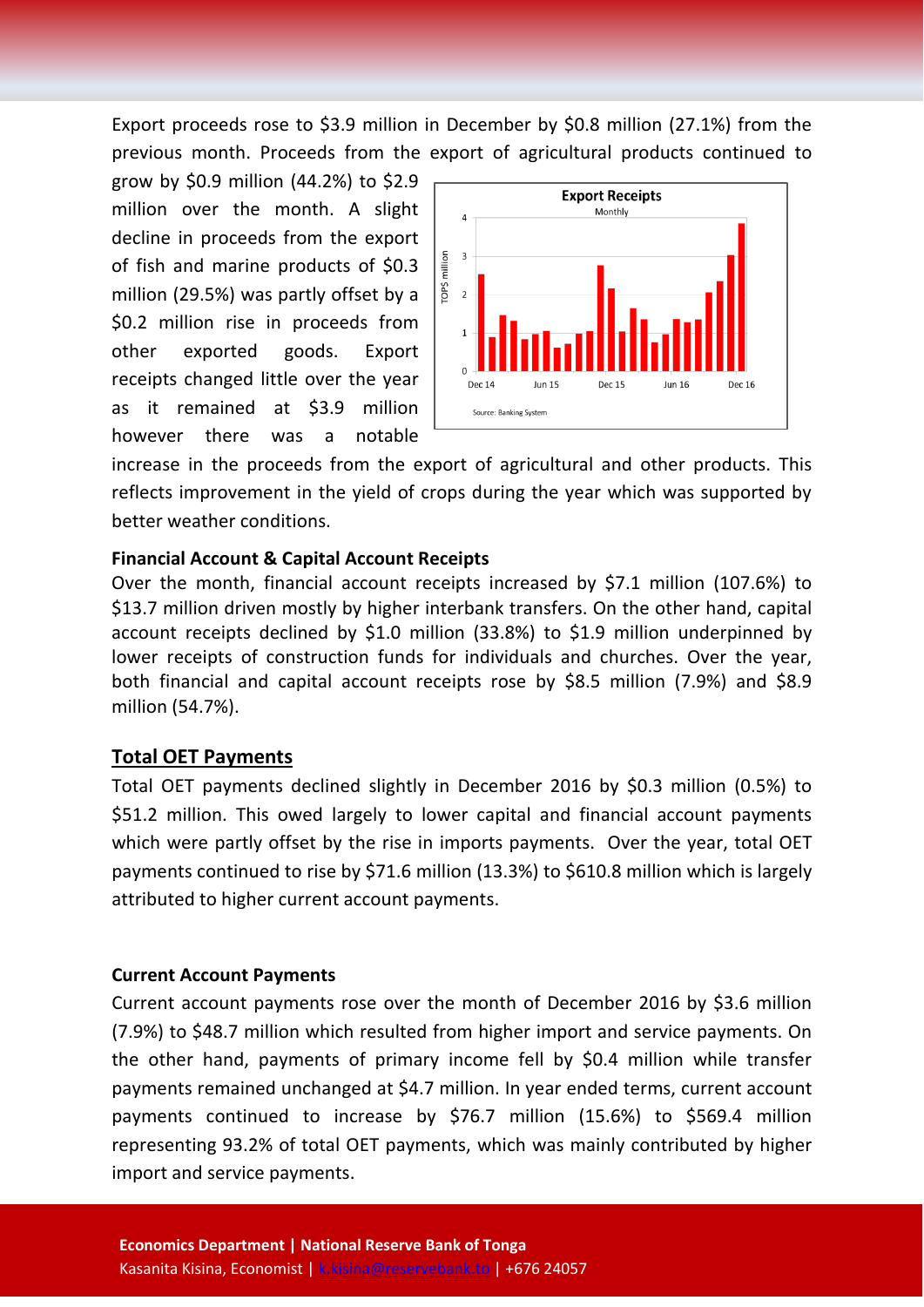Export proceeds rose to $3.9 million in December by $0.8 million (27.1%) from the previous month. Proceeds from the export of agricultural products continued to grow by $0.9 million (44.2%) to $2.9 million over the month. A slight decline in proceeds from the export of fish and marine products of $0.3 million (29.5%) was partly offset by a $0.2 million rise in proceeds from other exported goods. Export receipts changed little over the year as it remained at $3.9 million however there was a notable increase in the proceeds from the export of agricultural and other products. This reflects improvement in the yield of crops during the year which was supported by better weather conditions.

**Export Receipts**
Monthly

Source: Banking System

**Financial Account & Capital Account Receipts**

Over the month, financial account receipts increased by $7.1 million (107.6%) to $13.7 million driven mostly by higher interbank transfers. On the other hand, capital account receipts declined by $1.0 million (33.8%) to $1.9 million underpinned by lower receipts of construction funds for individuals and churches. Over the year, both financial and capital account receipts rose by $8.5 million (7.9%) and $8.9 million (54.7%).

## Total OET Payments

Total OET payments declined slightly in December 2016 by $0.3 million (0.5%) to $51.2 million. This owed largely to lower capital and financial account payments which were partly offset by the rise in imports payments. Over the year, total OET payments continued to rise by $71.6 million (13.3%) to $610.8 million which is largely attributed to higher current account payments.

**Current Account Payments**

Current account payments rose over the month of December 2016 by $3.6 million (7.9%) to $48.7 million which resulted from higher import and service payments. On the other hand, payments of primary income fell by $0.4 million while transfer payments remained unchanged at $4.7 million. In year ended terms, current account payments continued to increase by $76.7 million (15.6%) to $569.4 million representing 93.2% of total OET payments, which was mainly contributed by higher import and service payments.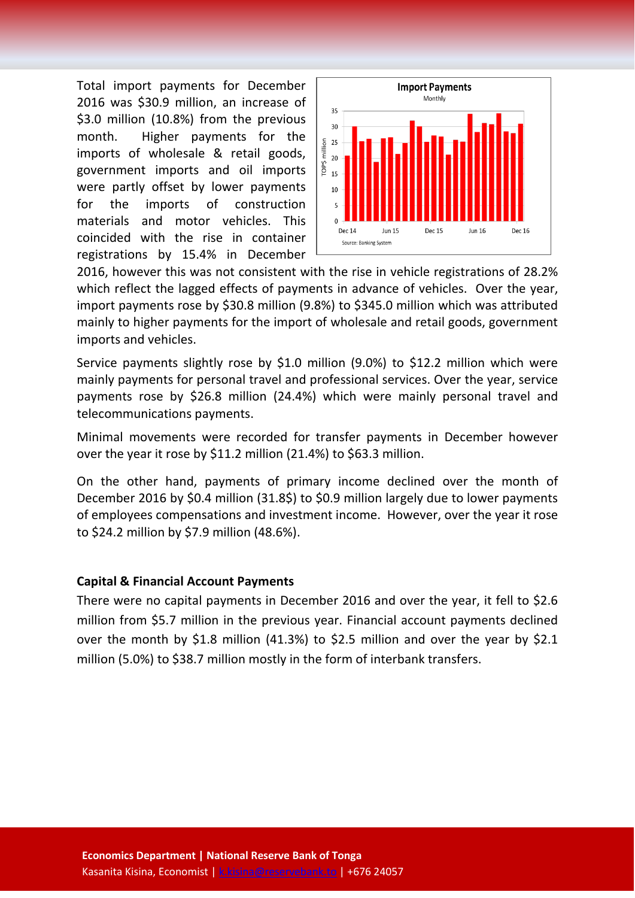Total import payments for December 2016 was $30.9 million, an increase of $3.0 million (10.8%) from the previous month. Higher payments for the imports of wholesale & retail goods, government imports and oil imports were partly offset by lower payments for the imports of construction materials and motor vehicles. This coincided with the rise in container registrations by 15.4% in December 2016, however this was not consistent with the rise in vehicle registrations of 28.2% which reflect the lagged effects of payments in advance of vehicles. Over the year, import payments rose by $30.8 million (9.8%) to $345.0 million which was attributed mainly to higher payments for the import of wholesale and retail goods, government imports and vehicles.

Service payments slightly rose by $1.0 million (9.0%) to $12.2 million which were mainly payments for personal travel and professional services. Over the year, service payments rose by $26.8 million (24.4%) which were mainly personal travel and telecommunications payments.

Minimal movements were recorded for transfer payments in December however over the year it rose by $11.2 million (21.4%) to $63.3 million.

On the other hand, payments of primary income declined over the month of December 2016 by $0.4 million (31.8$) to $0.9 million largely due to lower payments of employees compensations and investment income. However, over the year it rose to $24.2 million by $7.9 million (48.6%).

**Capital & Financial Account Payments**

There were no capital payments in December 2016 and over the year, it fell to $2.6 million from $5.7 million in the previous year. Financial account payments declined over the month by $1.8 million (41.3%) to $2.5 million and over the year by $2.1 million (5.0%) to $38.7 million mostly in the form of interbank transfers.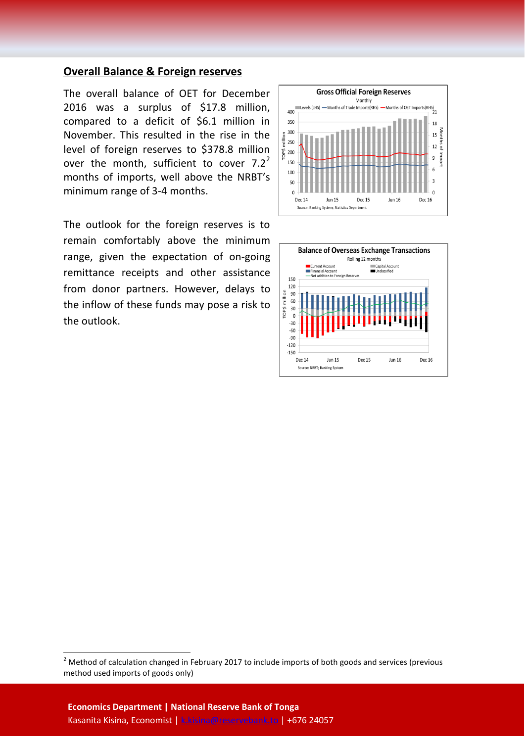## Overall Balance & Foreign reserves

The overall balance of OET for December 2016 was a surplus of $17.8 million, compared to a deficit of $6.1 million in November. This resulted in the rise in the level of foreign reserves to $378.8 million over the month, sufficient to cover 7.2[2] months of imports, well above the NRBT's minimum range of 3-4 months.

The outlook for the foreign reserves is to remain comfortably above the minimum range, given the expectation of on-going remittance receipts and other assistance from donor partners. However, delays to the inflow of these funds may pose a risk to the outlook.

**Gross Official Foreign Reserves**
Monthly

Source: Banking System; Statistics Department

**Balance of Overseas Exchange Transactions**
Rolling 12 months

Source: NRBT; Banking System

[2] Method of calculation changed in February 2017 to include imports of both goods and services (previous method used imports of goods only)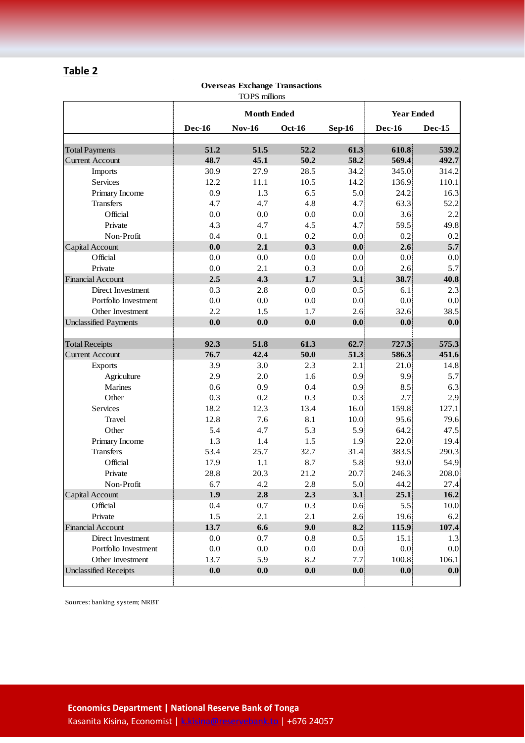## Table 2

**Overseas Exchange Transactions**
TOP$ millions

| | Month Ended | | | | Year Ended | |
|---|---|---|---|---|---|---|
| | **Dec-16** | **Nov-16** | **Oct-16** | **Sep-16** | **Dec-16** | **Dec-15** |
| Total Payments | **51.2** | **51.5** | **52.2** | **61.3** | **610.8** | **539.2** |
| Current Account | **48.7** | **45.1** | **50.2** | **58.2** | **569.4** | **492.7** |
| Imports | 30.9 | 27.9 | 28.5 | 34.2 | 345.0 | 314.2 |
| Services | 12.2 | 11.1 | 10.5 | 14.2 | 136.9 | 110.1 |
| Primary Income | 0.9 | 1.3 | 6.5 | 5.0 | 24.2 | 16.3 |
| Transfers | 4.7 | 4.7 | 4.8 | 4.7 | 63.3 | 52.2 |
| Official | 0.0 | 0.0 | 0.0 | 0.0 | 3.6 | 2.2 |
| Private | 4.3 | 4.7 | 4.5 | 4.7 | 59.5 | 49.8 |
| Non-Profit | 0.4 | 0.1 | 0.2 | 0.0 | 0.2 | 0.2 |
| Capital Account | **0.0** | **2.1** | **0.3** | **0.0** | **2.6** | **5.7** |
| Official | 0.0 | 0.0 | 0.0 | 0.0 | 0.0 | 0.0 |
| Private | 0.0 | 2.1 | 0.3 | 0.0 | 2.6 | 5.7 |
| Financial Account | **2.5** | **4.3** | **1.7** | **3.1** | **38.7** | **40.8** |
| Direct Investment | 0.3 | 2.8 | 0.0 | 0.5 | 6.1 | 2.3 |
| Portfolio Investment | 0.0 | 0.0 | 0.0 | 0.0 | 0.0 | 0.0 |
| Other Investment | 2.2 | 1.5 | 1.7 | 2.6 | 32.6 | 38.5 |
| Unclassified Payments | **0.0** | **0.0** | **0.0** | **0.0** | **0.0** | **0.0** |
| Total Receipts | **92.3** | **51.8** | **61.3** | **62.7** | **727.3** | **575.3** |
| Current Account | **76.7** | **42.4** | **50.0** | **51.3** | **586.3** | **451.6** |
| Exports | 3.9 | 3.0 | 2.3 | 2.1 | 21.0 | 14.8 |
| Agriculture | 2.9 | 2.0 | 1.6 | 0.9 | 9.9 | 5.7 |
| Marines | 0.6 | 0.9 | 0.4 | 0.9 | 8.5 | 6.3 |
| Other | 0.3 | 0.2 | 0.3 | 0.3 | 2.7 | 2.9 |
| Services | 18.2 | 12.3 | 13.4 | 16.0 | 159.8 | 127.1 |
| Travel | 12.8 | 7.6 | 8.1 | 10.0 | 95.6 | 79.6 |
| Other | 5.4 | 4.7 | 5.3 | 5.9 | 64.2 | 47.5 |
| Primary Income | 1.3 | 1.4 | 1.5 | 1.9 | 22.0 | 19.4 |
| Transfers | 53.4 | 25.7 | 32.7 | 31.4 | 383.5 | 290.3 |
| Official | 17.9 | 1.1 | 8.7 | 5.8 | 93.0 | 54.9 |
| Private | 28.8 | 20.3 | 21.2 | 20.7 | 246.3 | 208.0 |
| Non-Profit | 6.7 | 4.2 | 2.8 | 5.0 | 44.2 | 27.4 |
| Capital Account | **1.9** | **2.8** | **2.3** | **3.1** | **25.1** | **16.2** |
| Official | 0.4 | 0.7 | 0.3 | 0.6 | 5.5 | 10.0 |
| Private | 1.5 | 2.1 | 2.1 | 2.6 | 19.6 | 6.2 |
| Financial Account | **13.7** | **6.6** | **9.0** | **8.2** | **115.9** | **107.4** |
| Direct Investment | 0.0 | 0.7 | 0.8 | 0.5 | 15.1 | 1.3 |
| Portfolio Investment | 0.0 | 0.0 | 0.0 | 0.0 | 0.0 | 0.0 |
| Other Investment | 13.7 | 5.9 | 8.2 | 7.7 | 100.8 | 106.1 |
| Unclassified Receipts | **0.0** | **0.0** | **0.0** | **0.0** | **0.0** | **0.0** |

Sources: banking system; NRBT

**Economics Department | National Reserve Bank of Tonga**
Kasanita Kisina, Economist | k.kisina@reservebank.to | +676 24057